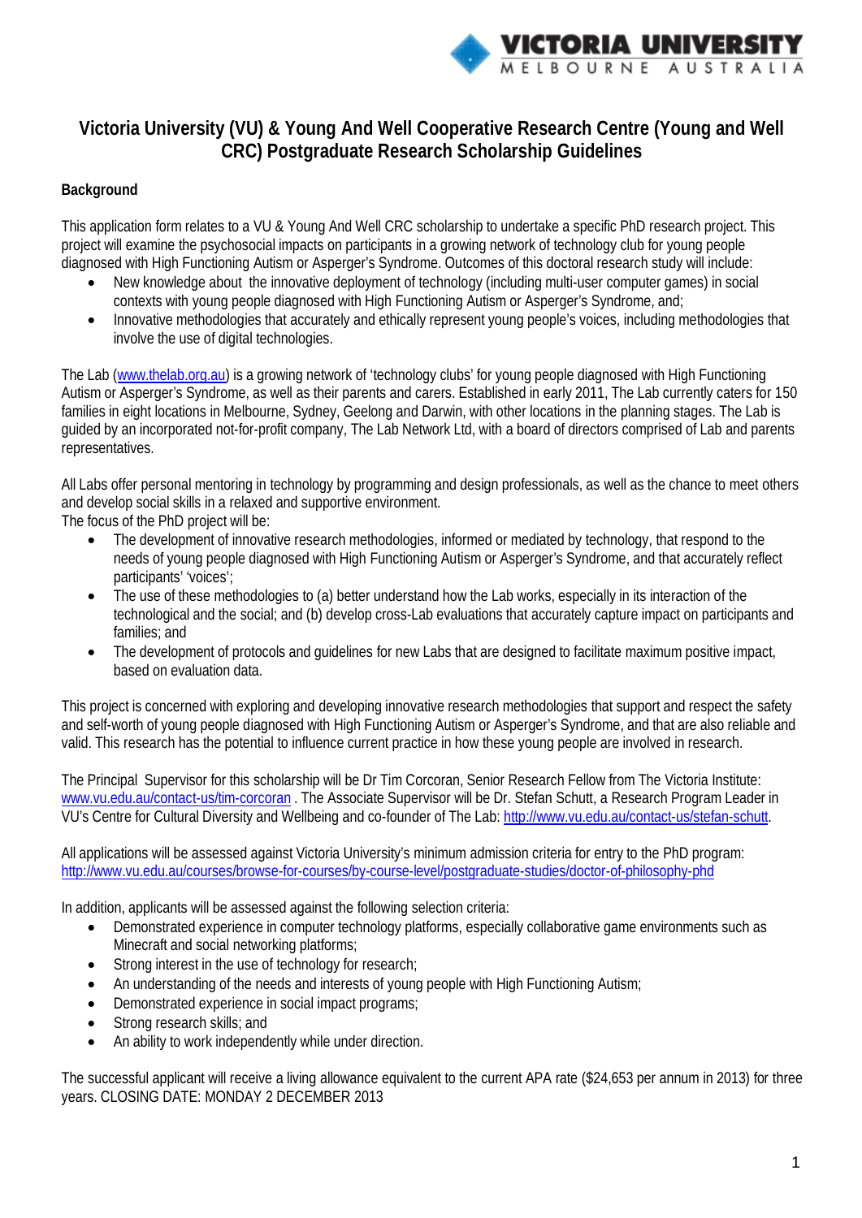# Victoria University (VU) & Young And Well Cooperative Research Centre (Young and Well CRC) Postgraduate Research Scholarship Guidelines

**Background**

This application form relates to a VU & Young And Well CRC scholarship to undertake a specific PhD research project. This project will examine the psychosocial impacts on participants in a growing network of technology club for young people diagnosed with High Functioning Autism or Asperger's Syndrome. Outcomes of this doctoral research study will include:

- New knowledge about the innovative deployment of technology (including multi-user computer games) in social contexts with young people diagnosed with High Functioning Autism or Asperger's Syndrome, and;
- Innovative methodologies that accurately and ethically represent young people's voices, including methodologies that involve the use of digital technologies.

The Lab (www.thelab.org.au) is a growing network of 'technology clubs' for young people diagnosed with High Functioning Autism or Asperger's Syndrome, as well as their parents and carers. Established in early 2011, The Lab currently caters for 150 families in eight locations in Melbourne, Sydney, Geelong and Darwin, with other locations in the planning stages. The Lab is guided by an incorporated not-for-profit company, The Lab Network Ltd, with a board of directors comprised of Lab and parents representatives.

All Labs offer personal mentoring in technology by programming and design professionals, as well as the chance to meet others and develop social skills in a relaxed and supportive environment.
The focus of the PhD project will be:

- The development of innovative research methodologies, informed or mediated by technology, that respond to the needs of young people diagnosed with High Functioning Autism or Asperger's Syndrome, and that accurately reflect participants' 'voices';
- The use of these methodologies to (a) better understand how the Lab works, especially in its interaction of the technological and the social; and (b) develop cross-Lab evaluations that accurately capture impact on participants and families; and
- The development of protocols and guidelines for new Labs that are designed to facilitate maximum positive impact, based on evaluation data.

This project is concerned with exploring and developing innovative research methodologies that support and respect the safety and self-worth of young people diagnosed with High Functioning Autism or Asperger's Syndrome, and that are also reliable and valid. This research has the potential to influence current practice in how these young people are involved in research.

The Principal Supervisor for this scholarship will be Dr Tim Corcoran, Senior Research Fellow from The Victoria Institute: www.vu.edu.au/contact-us/tim-corcoran . The Associate Supervisor will be Dr. Stefan Schutt, a Research Program Leader in VU's Centre for Cultural Diversity and Wellbeing and co-founder of The Lab: http://www.vu.edu.au/contact-us/stefan-schutt.

All applications will be assessed against Victoria University's minimum admission criteria for entry to the PhD program: http://www.vu.edu.au/courses/browse-for-courses/by-course-level/postgraduate-studies/doctor-of-philosophy-phd

In addition, applicants will be assessed against the following selection criteria:

- Demonstrated experience in computer technology platforms, especially collaborative game environments such as Minecraft and social networking platforms;
- Strong interest in the use of technology for research;
- An understanding of the needs and interests of young people with High Functioning Autism;
- Demonstrated experience in social impact programs;
- Strong research skills; and
- An ability to work independently while under direction.

The successful applicant will receive a living allowance equivalent to the current APA rate ($24,653 per annum in 2013) for three years. CLOSING DATE: MONDAY 2 DECEMBER 2013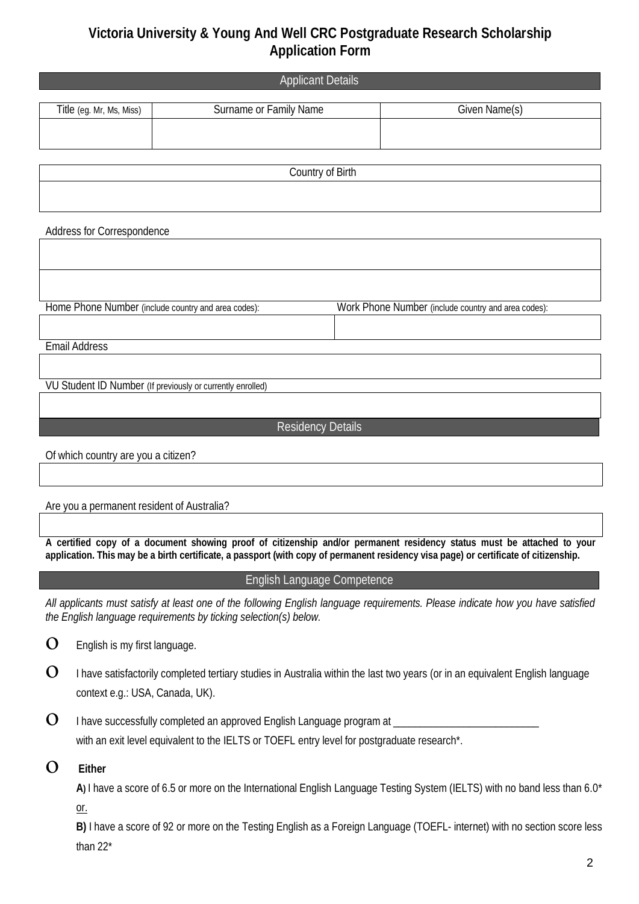# Victoria University & Young And Well CRC Postgraduate Research Scholarship Application Form

## Applicant Details

| Title (eg. Mr, Ms, Miss) | Surname or Family Name | Given Name(s) |
|---|---|---|
| | | |

| Country of Birth |
|---|
| |

Address for Correspondence

| |
|---|
| |
| |

| Home Phone Number (include country and area codes): | Work Phone Number (include country and area codes): |
|---|---|
| | |

Email Address

| |
|---|
| |

VU Student ID Number (If previously or currently enrolled)

| |
|---|
| |

## Residency Details

Of which country are you a citizen?

| |
|---|
| |

Are you a permanent resident of Australia?

| |
|---|
| |

**A certified copy of a document showing proof of citizenship and/or permanent residency status must be attached to your application. This may be a birth certificate, a passport (with copy of permanent residency visa page) or certificate of citizenship.**

## English Language Competence

*All applicants must satisfy at least one of the following English language requirements. Please indicate how you have satisfied the English language requirements by ticking selection(s) below.*

- O English is my first language.
- O I have satisfactorily completed tertiary studies in Australia within the last two years (or in an equivalent English language context e.g.: USA, Canada, UK).
- O I have successfully completed an approved English Language program at ___________________________ with an exit level equivalent to the IELTS or TOEFL entry level for postgraduate research*.
- O **Either**

  **A)** I have a score of 6.5 or more on the International English Language Testing System (IELTS) with no band less than 6.0*

  or.

  **B)** I have a score of 92 or more on the Testing English as a Foreign Language (TOEFL- internet) with no section score less than 22*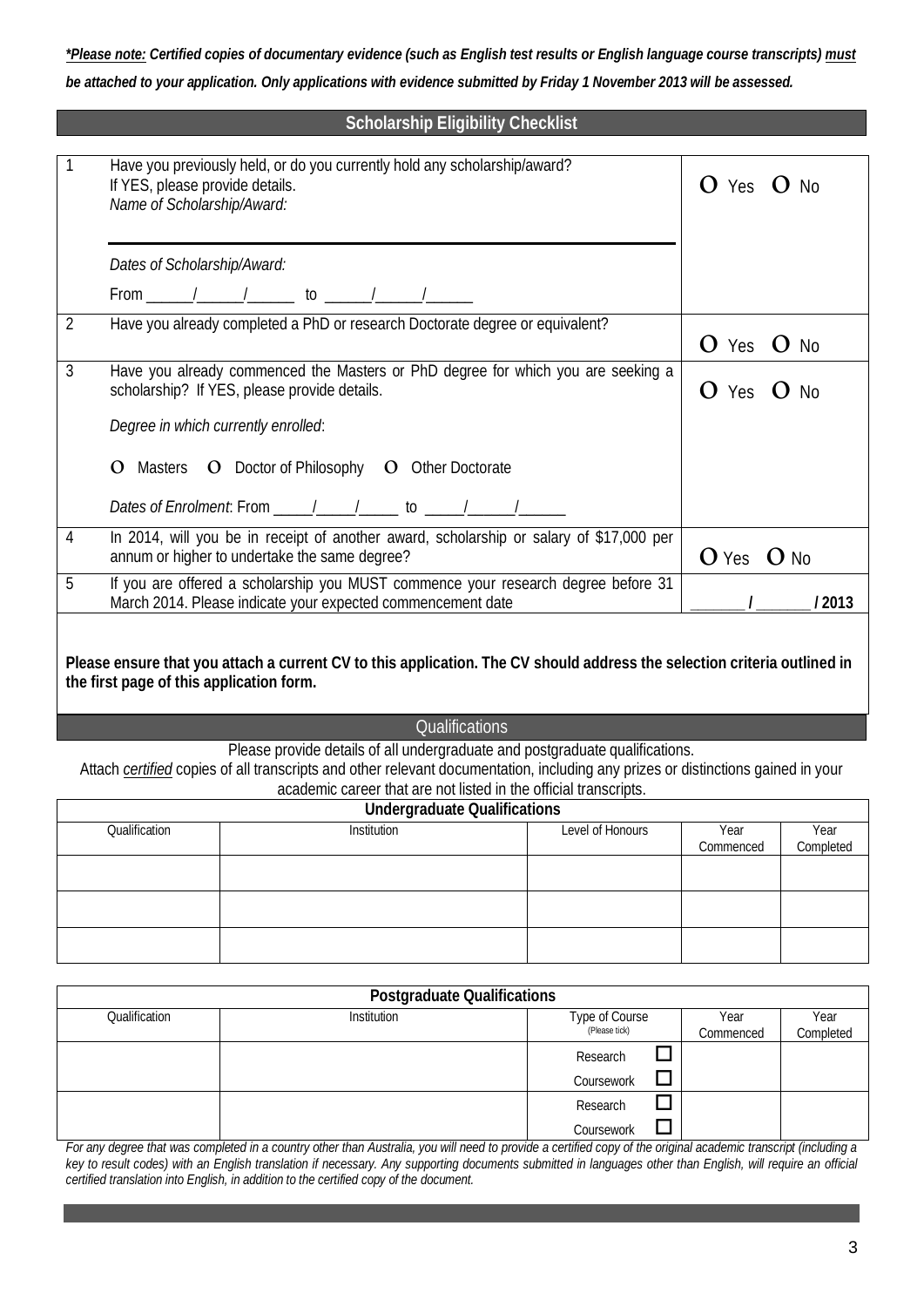***Please note:* Certified copies of documentary evidence (such as English test results or English language course transcripts) *must* be attached to your application. Only applications with evidence submitted by Friday 1 November 2013 will be assessed.**

## Scholarship Eligibility Checklist

| | | |
|---|---|---|
| 1 | Have you previously held, or do you currently hold any scholarship/award?<br>If YES, please provide details.<br>*Name of Scholarship/Award:*<br><br>*Dates of Scholarship/Award:*<br>From ______/______/______ to ______/______/______ | O Yes O No |
| 2 | Have you already completed a PhD or research Doctorate degree or equivalent? | O Yes O No |
| 3 | Have you already commenced the Masters or PhD degree for which you are seeking a scholarship? If YES, please provide details.<br>*Degree in which currently enrolled*:<br>O Masters O Doctor of Philosophy O Other Doctorate<br>*Dates of Enrolment*: From _____/_____/_____ to _____/______/______ | O Yes O No |
| 4 | In 2014, will you be in receipt of another award, scholarship or salary of $17,000 per annum or higher to undertake the same degree? | O Yes O No |
| 5 | If you are offered a scholarship you MUST commence your research degree before 31 March 2014. Please indicate your expected commencement date | _______ / _______ / 2013 |

**Please ensure that you attach a current CV to this application. The CV should address the selection criteria outlined in the first page of this application form.**

## Qualifications

Please provide details of all undergraduate and postgraduate qualifications.
Attach *certified* copies of all transcripts and other relevant documentation, including any prizes or distinctions gained in your academic career that are not listed in the official transcripts.

**Undergraduate Qualifications**

| Qualification | Institution | Level of Honours | Year Commenced | Year Completed |
|---|---|---|---|---|
| | | | | |
| | | | | |
| | | | | |

**Postgraduate Qualifications**

| Qualification | Institution | Type of Course (Please tick) | Year Commenced | Year Completed |
|---|---|---|---|---|
| | | Research ☐<br>Coursework ☐ | | |
| | | Research ☐<br>Coursework ☐ | | |

*For any degree that was completed in a country other than Australia, you will need to provide a certified copy of the original academic transcript (including a key to result codes) with an English translation if necessary. Any supporting documents submitted in languages other than English, will require an official certified translation into English, in addition to the certified copy of the document.*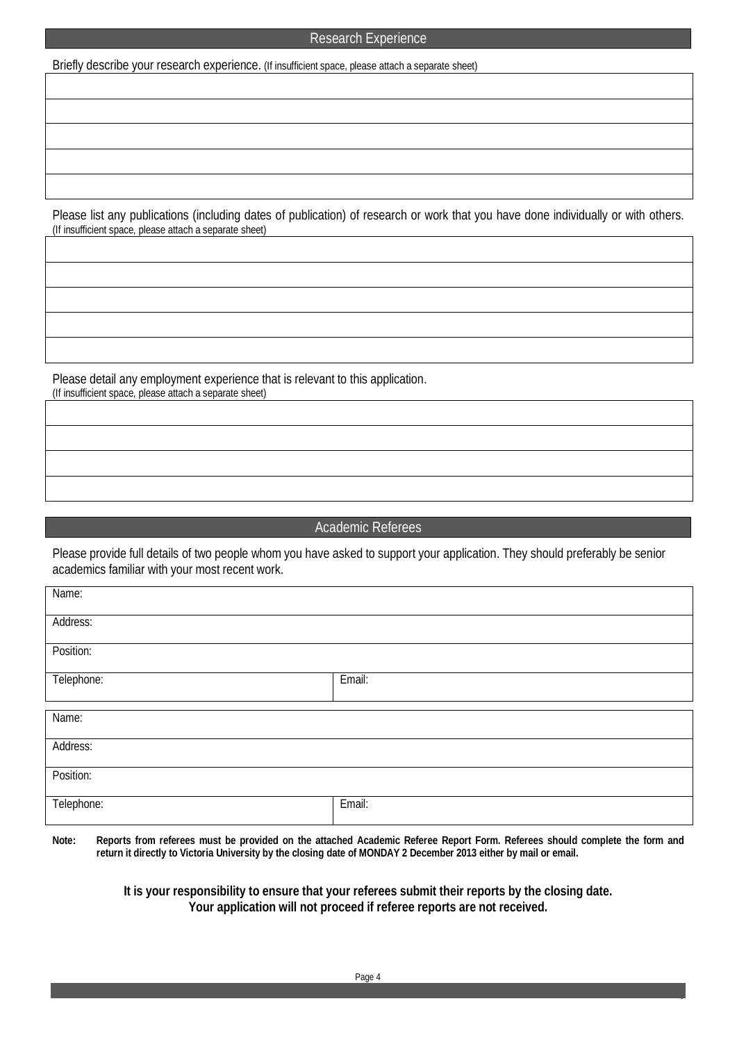## Research Experience

Briefly describe your research experience. (If insufficient space, please attach a separate sheet)

| |
|---|
| |
| |
| |
| |
| |

Please list any publications (including dates of publication) of research or work that you have done individually or with others. (If insufficient space, please attach a separate sheet)

| |
|---|
| |
| |
| |
| |
| |

Please detail any employment experience that is relevant to this application.
(If insufficient space, please attach a separate sheet)

| |
|---|
| |
| |
| |
| |

## Academic Referees

Please provide full details of two people whom you have asked to support your application. They should preferably be senior academics familiar with your most recent work.

| | |
|---|---|
| Name: | |
| Address: | |
| Position: | |
| Telephone: | Email: |

| | |
|---|---|
| Name: | |
| Address: | |
| Position: | |
| Telephone: | Email: |

**Note: Reports from referees must be provided on the attached Academic Referee Report Form. Referees should complete the form and return it directly to Victoria University by the closing date of MONDAY 2 December 2013 either by mail or email.**

**It is your responsibility to ensure that your referees submit their reports by the closing date. Your application will not proceed if referee reports are not received.**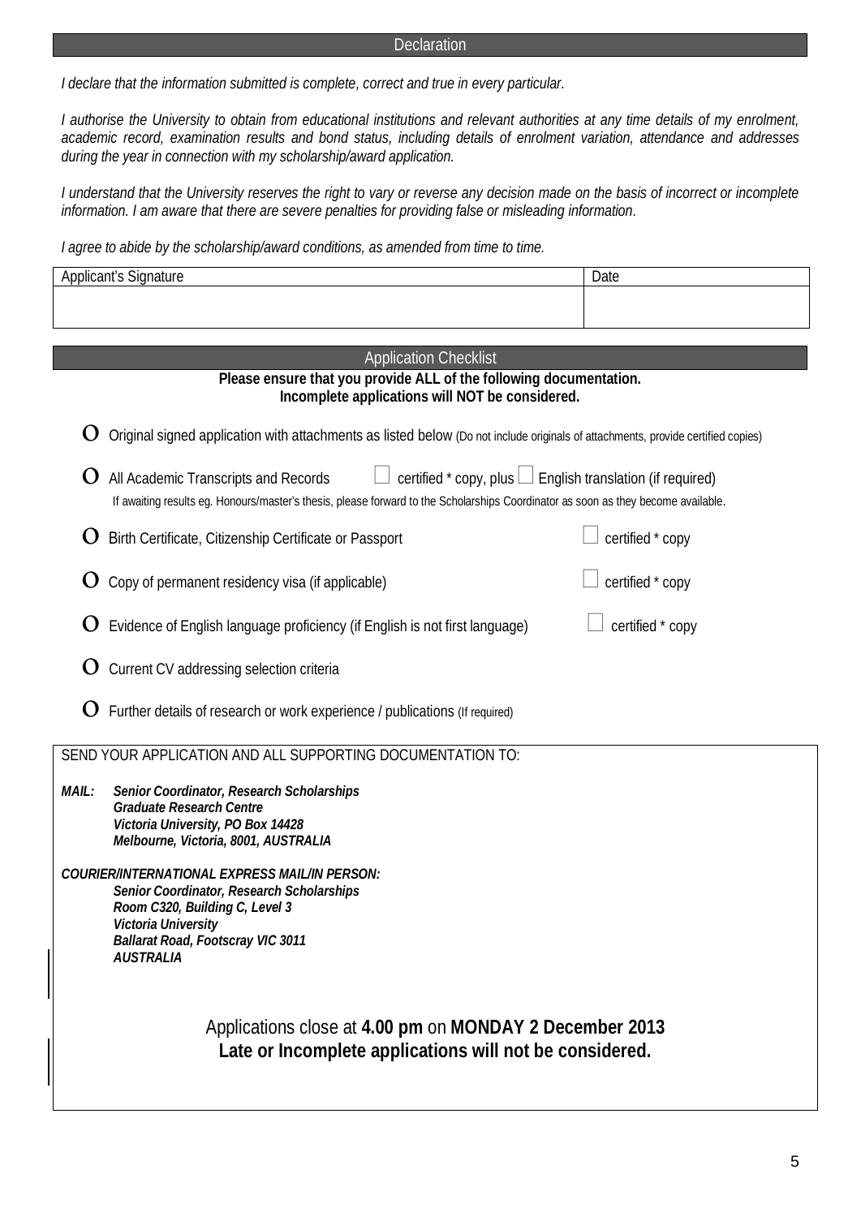## Declaration

*I declare that the information submitted is complete, correct and true in every particular.*

*I authorise the University to obtain from educational institutions and relevant authorities at any time details of my enrolment, academic record, examination results and bond status, including details of enrolment variation, attendance and addresses during the year in connection with my scholarship/award application.*

*I understand that the University reserves the right to vary or reverse any decision made on the basis of incorrect or incomplete information. I am aware that there are severe penalties for providing false or misleading information.*

*I agree to abide by the scholarship/award conditions, as amended from time to time.*

| Applicant's Signature | Date |
| --- | --- |
| | |

## Application Checklist

**Please ensure that you provide ALL of the following documentation.**
**Incomplete applications will NOT be considered.**

- ☐ Original signed application with attachments as listed below (Do not include originals of attachments, provide certified copies)
- ☐ All Academic Transcripts and Records ☐ certified * copy, plus ☐ English translation (if required)
  If awaiting results eg. Honours/master's thesis, please forward to the Scholarships Coordinator as soon as they become available.
- ☐ Birth Certificate, Citizenship Certificate or Passport ☐ certified * copy
- ☐ Copy of permanent residency visa (if applicable) ☐ certified * copy
- ☐ Evidence of English language proficiency (if English is not first language) ☐ certified * copy
- ☐ Current CV addressing selection criteria
- ☐ Further details of research or work experience / publications (If required)

SEND YOUR APPLICATION AND ALL SUPPORTING DOCUMENTATION TO:

***MAIL:*** ***Senior Coordinator, Research Scholarships***
***Graduate Research Centre***
***Victoria University, PO Box 14428***
***Melbourne, Victoria, 8001, AUSTRALIA***

***COURIER/INTERNATIONAL EXPRESS MAIL/IN PERSON:***
***Senior Coordinator, Research Scholarships***
***Room C320, Building C, Level 3***
***Victoria University***
***Ballarat Road, Footscray VIC 3011***
***AUSTRALIA***

Applications close at **4.00 pm** on **MONDAY 2 December 2013**
**Late or Incomplete applications will not be considered.**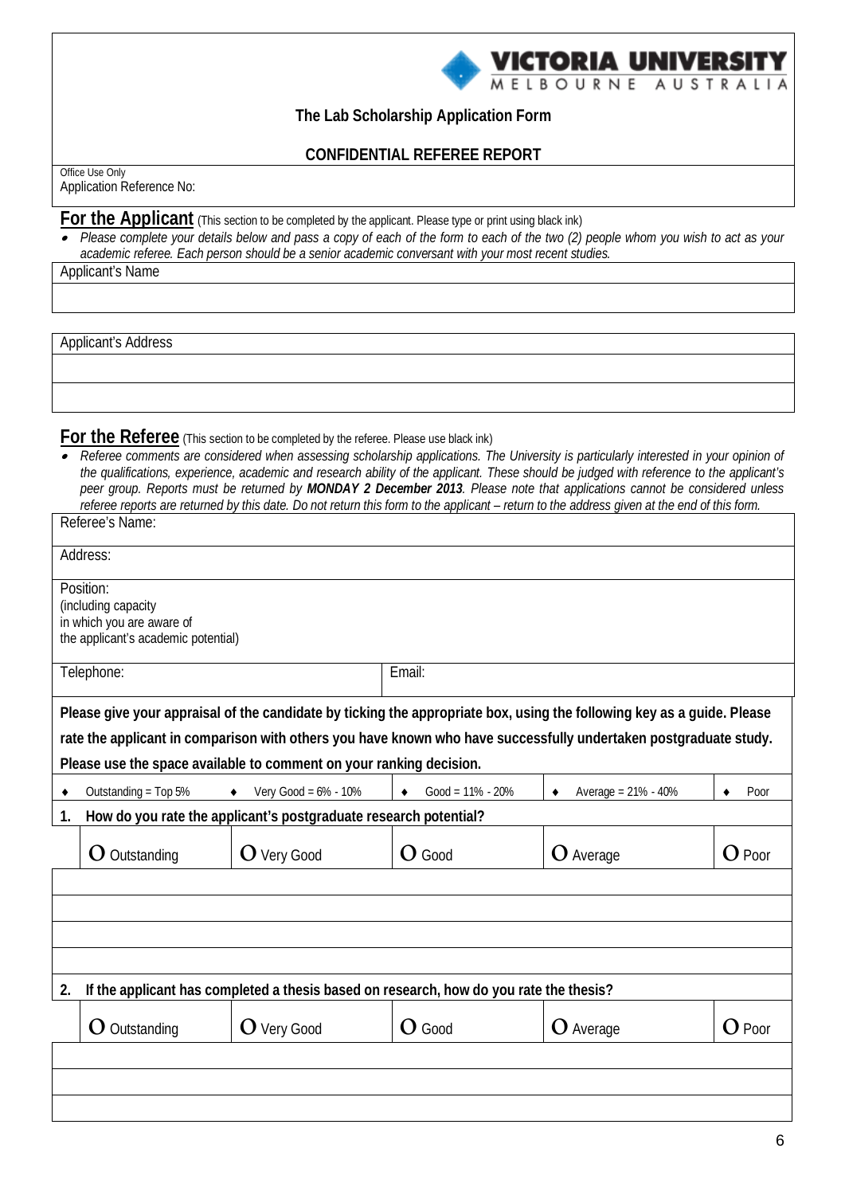VICTORIA UNIVERSITY
MELBOURNE AUSTRALIA

**The Lab Scholarship Application Form**

**CONFIDENTIAL REFEREE REPORT**

Office Use Only
Application Reference No:

## For the Applicant

(This section to be completed by the applicant. Please type or print using black ink)

- *Please complete your details below and pass a copy of each of the form to each of the two (2) people whom you wish to act as your academic referee. Each person should be a senior academic conversant with your most recent studies.*

| Applicant's Name |
|---|
| |

| Applicant's Address |
|---|
| |
| |

## For the Referee

(This section to be completed by the referee. Please use black ink)

- *Referee comments are considered when assessing scholarship applications. The University is particularly interested in your opinion of the qualifications, experience, academic and research ability of the applicant. These should be judged with reference to the applicant's peer group. Reports must be returned by **MONDAY 2 December 2013**. Please note that applications cannot be considered unless referee reports are returned by this date. Do not return this form to the applicant – return to the address given at the end of this form.*

| Referee's Name: | |
|---|---|
| Address: | |
| Position: (including capacity in which you are aware of the applicant's academic potential) | |
| Telephone: | Email: |

**Please give your appraisal of the candidate by ticking the appropriate box, using the following key as a guide. Please rate the applicant in comparison with others you have known who have successfully undertaken postgraduate study. Please use the space available to comment on your ranking decision.**

| ♦ Outstanding = Top 5% | ♦ Very Good = 6% - 10% | ♦ Good = 11% - 20% | ♦ Average = 21% - 40% | ♦ Poor |
|---|---|---|---|---|

**1. How do you rate the applicant's postgraduate research potential?**

| O Outstanding | O Very Good | O Good | O Average | O Poor |
|---|---|---|---|---|
| | | | | |
| | | | | |
| | | | | |
| | | | | |

**2. If the applicant has completed a thesis based on research, how do you rate the thesis?**

| O Outstanding | O Very Good | O Good | O Average | O Poor |
|---|---|---|---|---|
| | | | | |
| | | | | |
| | | | | |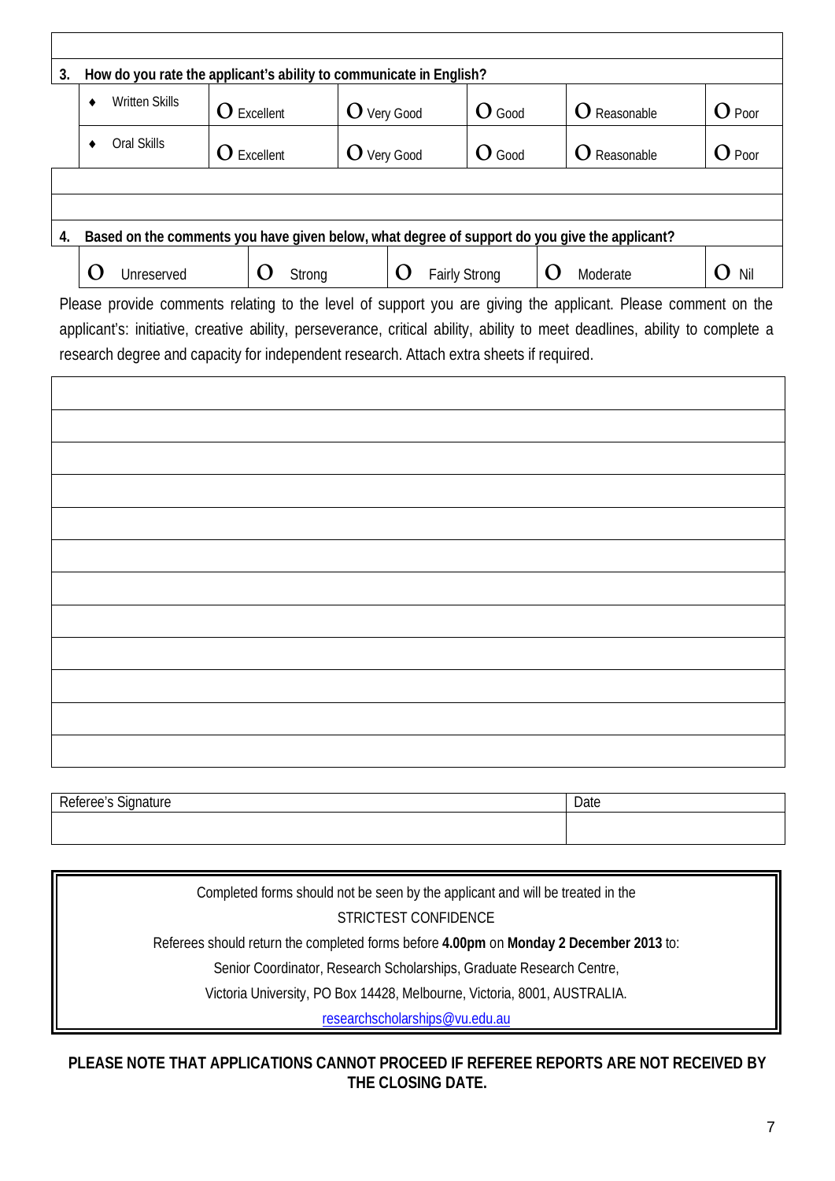**3. How do you rate the applicant's ability to communicate in English?**

| | | | | | |
|---|---|---|---|---|---|
| ♦ Written Skills | O Excellent | O Very Good | O Good | O Reasonable | O Poor |
| ♦ Oral Skills | O Excellent | O Very Good | O Good | O Reasonable | O Poor |

**4. Based on the comments you have given below, what degree of support do you give the applicant?**

| | | | | |
|---|---|---|---|---|
| O Unreserved | O Strong | O Fairly Strong | O Moderate | O Nil |

Please provide comments relating to the level of support you are giving the applicant. Please comment on the applicant's: initiative, creative ability, perseverance, critical ability, ability to meet deadlines, ability to complete a research degree and capacity for independent research. Attach extra sheets if required.

| Referee's Signature | Date |
|---|---|
| | |

Completed forms should not be seen by the applicant and will be treated in the

STRICTEST CONFIDENCE

Referees should return the completed forms before **4.00pm** on **Monday 2 December 2013** to:

Senior Coordinator, Research Scholarships, Graduate Research Centre,

Victoria University, PO Box 14428, Melbourne, Victoria, 8001, AUSTRALIA.

researchscholarships@vu.edu.au

**PLEASE NOTE THAT APPLICATIONS CANNOT PROCEED IF REFEREE REPORTS ARE NOT RECEIVED BY THE CLOSING DATE.**